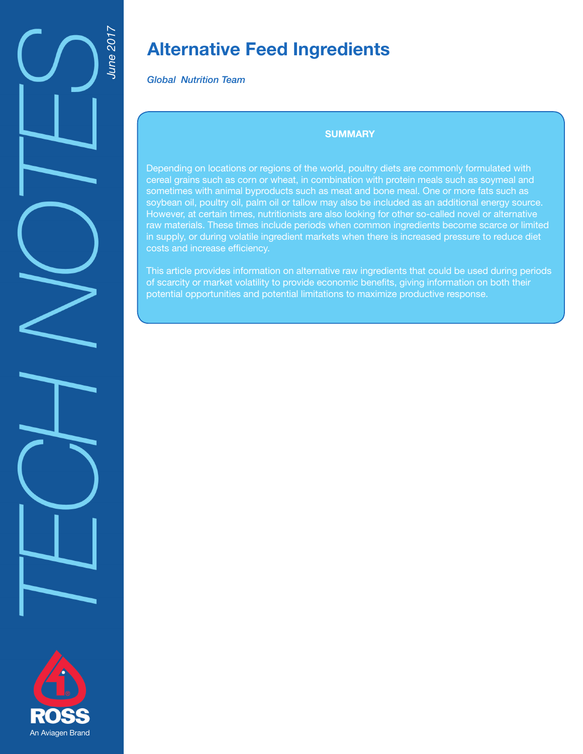# Alternative Feed Ingredients

*Global Nutrition Team*

*June 2017*

**SUMMARY**

Depending on locations or regions of the world, poultry diets are commonly formulated with cereal grains such as corn or wheat, in combination with protein meals such as soymeal and sometimes with animal byproducts such as meat and bone meal. One or more fats such as soybean oil, poultry oil, palm oil or tallow may also be included as an additional energy source. However, at certain times, nutritionists are also looking for other so-called novel or alternative raw materials. These times include periods when common ingredients become scarce or limited in supply, or during volatile ingredient markets when there is increased pressure to reduce diet costs and increase efficiency.

This article provides information on alternative raw ingredients that could be used during periods of scarcity or market volatility to provide economic benefits, giving information on both their potential opportunities and potential limitations to maximize productive response.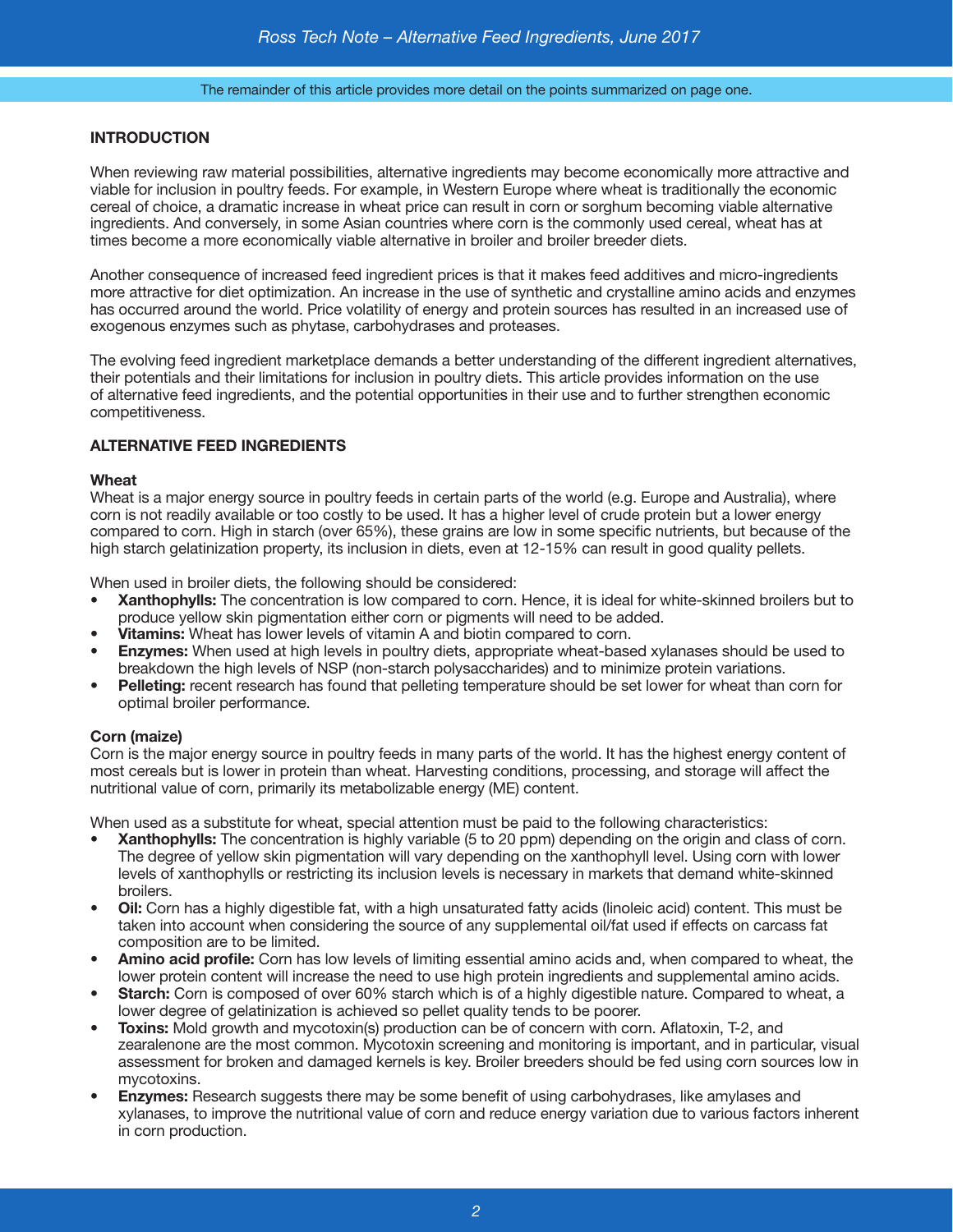The remainder of this article provides more detail on the points summarized on page one.

## INTRODUCTION

When reviewing raw material possibilities, alternative ingredients may become economically more attractive and viable for inclusion in poultry feeds. For example, in Western Europe where wheat is traditionally the economic cereal of choice, a dramatic increase in wheat price can result in corn or sorghum becoming viable alternative ingredients. And conversely, in some Asian countries where corn is the commonly used cereal, wheat has at times become a more economically viable alternative in broiler and broiler breeder diets.

Another consequence of increased feed ingredient prices is that it makes feed additives and micro-ingredients more attractive for diet optimization. An increase in the use of synthetic and crystalline amino acids and enzymes has occurred around the world. Price volatility of energy and protein sources has resulted in an increased use of exogenous enzymes such as phytase, carbohydrases and proteases.

The evolving feed ingredient marketplace demands a better understanding of the different ingredient alternatives, their potentials and their limitations for inclusion in poultry diets. This article provides information on the use of alternative feed ingredients, and the potential opportunities in their use and to further strengthen economic competitiveness.

## ALTERNATIVE FEED INGREDIENTS

### Wheat

Wheat is a major energy source in poultry feeds in certain parts of the world (e.g. Europe and Australia), where corn is not readily available or too costly to be used. It has a higher level of crude protein but a lower energy compared to corn. High in starch (over 65%), these grains are low in some specific nutrients, but because of the high starch gelatinization property, its inclusion in diets, even at 12-15% can result in good quality pellets.

When used in broiler diets, the following should be considered:

- **Xanthophylls:** The concentration is low compared to corn. Hence, it is ideal for white-skinned broilers but to produce yellow skin pigmentation either corn or pigments will need to be added.
- **Vitamins:** Wheat has lower levels of vitamin A and biotin compared to corn.
- **Enzymes:** When used at high levels in poultry diets, appropriate wheat-based xylanases should be used to breakdown the high levels of NSP (non-starch polysaccharides) and to minimize protein variations.
- **Pelleting:** recent research has found that pelleting temperature should be set lower for wheat than corn for optimal broiler performance.

### Corn (maize)

Corn is the major energy source in poultry feeds in many parts of the world. It has the highest energy content of most cereals but is lower in protein than wheat. Harvesting conditions, processing, and storage will affect the nutritional value of corn, primarily its metabolizable energy (ME) content.

When used as a substitute for wheat, special attention must be paid to the following characteristics:

- **Xanthophylls:** The concentration is highly variable (5 to 20 ppm) depending on the origin and class of corn. The degree of yellow skin pigmentation will vary depending on the xanthophyll level. Using corn with lower levels of xanthophylls or restricting its inclusion levels is necessary in markets that demand white-skinned broilers.
- **Oil:** Corn has a highly digestible fat, with a high unsaturated fatty acids (linoleic acid) content. This must be taken into account when considering the source of any supplemental oil/fat used if effects on carcass fat composition are to be limited.
- **Amino acid profile:** Corn has low levels of limiting essential amino acids and, when compared to wheat, the lower protein content will increase the need to use high protein ingredients and supplemental amino acids.
- **Starch:** Corn is composed of over 60% starch which is of a highly digestible nature. Compared to wheat, a lower degree of gelatinization is achieved so pellet quality tends to be poorer.
- **Toxins:** Mold growth and mycotoxin(s) production can be of concern with corn. Aflatoxin, T-2, and zearalenone are the most common. Mycotoxin screening and monitoring is important, and in particular, visual assessment for broken and damaged kernels is key. Broiler breeders should be fed using corn sources low in mycotoxins.
- **Enzymes:** Research suggests there may be some benefit of using carbohydrases, like amylases and xylanases, to improve the nutritional value of corn and reduce energy variation due to various factors inherent in corn production.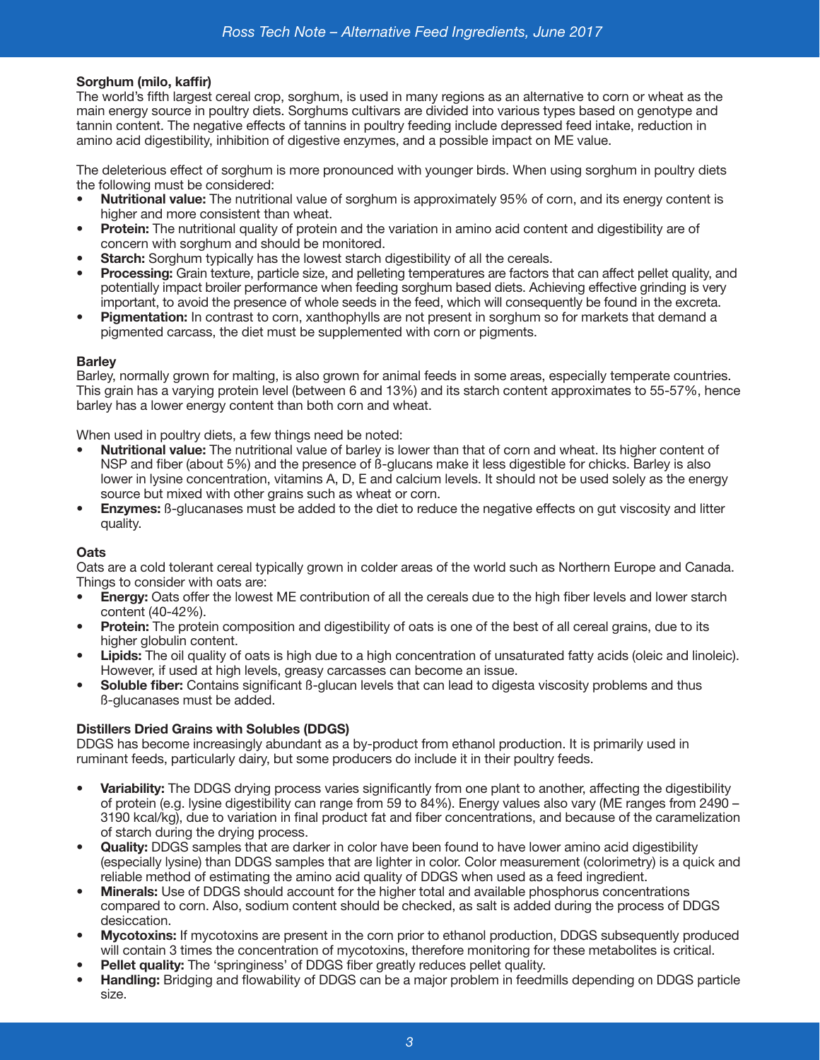**Sorghum (milo, kaffir)**

The world's fifth largest cereal crop, sorghum, is used in many regions as an alternative to corn or wheat as the main energy source in poultry diets. Sorghums cultivars are divided into various types based on genotype and tannin content. The negative effects of tannins in poultry feeding include depressed feed intake, reduction in amino acid digestibility, inhibition of digestive enzymes, and a possible impact on ME value.

The deleterious effect of sorghum is more pronounced with younger birds. When using sorghum in poultry diets the following must be considered:

- **Nutritional value:** The nutritional value of sorghum is approximately 95% of corn, and its energy content is higher and more consistent than wheat.
- **Protein:** The nutritional quality of protein and the variation in amino acid content and digestibility are of concern with sorghum and should be monitored.
- **Starch:** Sorghum typically has the lowest starch digestibility of all the cereals.
- **Processing:** Grain texture, particle size, and pelleting temperatures are factors that can affect pellet quality, and potentially impact broiler performance when feeding sorghum based diets. Achieving effective grinding is very important, to avoid the presence of whole seeds in the feed, which will consequently be found in the excreta.
- **Pigmentation:** In contrast to corn, xanthophylls are not present in sorghum so for markets that demand a pigmented carcass, the diet must be supplemented with corn or pigments.

**Barley**

Barley, normally grown for malting, is also grown for animal feeds in some areas, especially temperate countries. This grain has a varying protein level (between 6 and 13%) and its starch content approximates to 55-57%, hence barley has a lower energy content than both corn and wheat.

When used in poultry diets, a few things need be noted:

- **Nutritional value:** The nutritional value of barley is lower than that of corn and wheat. Its higher content of NSP and fiber (about 5%) and the presence of ß-glucans make it less digestible for chicks. Barley is also lower in lysine concentration, vitamins A, D, E and calcium levels. It should not be used solely as the energy source but mixed with other grains such as wheat or corn.
- **Enzymes:** ß-glucanases must be added to the diet to reduce the negative effects on gut viscosity and litter quality.

**Oats**

Oats are a cold tolerant cereal typically grown in colder areas of the world such as Northern Europe and Canada. Things to consider with oats are:

- **Energy:** Oats offer the lowest ME contribution of all the cereals due to the high fiber levels and lower starch content (40-42%).
- **Protein:** The protein composition and digestibility of oats is one of the best of all cereal grains, due to its higher globulin content.
- **Lipids:** The oil quality of oats is high due to a high concentration of unsaturated fatty acids (oleic and linoleic). However, if used at high levels, greasy carcasses can become an issue.
- **Soluble fiber:** Contains significant ß-glucan levels that can lead to digesta viscosity problems and thus ß-glucanases must be added.

**Distillers Dried Grains with Solubles (DDGS)**

DDGS has become increasingly abundant as a by-product from ethanol production. It is primarily used in ruminant feeds, particularly dairy, but some producers do include it in their poultry feeds.

- **Variability:** The DDGS drying process varies significantly from one plant to another, affecting the digestibility of protein (e.g. lysine digestibility can range from 59 to 84%). Energy values also vary (ME ranges from 2490 – 3190 kcal/kg), due to variation in final product fat and fiber concentrations, and because of the caramelization of starch during the drying process.
- **Quality:** DDGS samples that are darker in color have been found to have lower amino acid digestibility (especially lysine) than DDGS samples that are lighter in color. Color measurement (colorimetry) is a quick and reliable method of estimating the amino acid quality of DDGS when used as a feed ingredient.
- **Minerals:** Use of DDGS should account for the higher total and available phosphorus concentrations compared to corn. Also, sodium content should be checked, as salt is added during the process of DDGS desiccation.
- **Mycotoxins:** If mycotoxins are present in the corn prior to ethanol production, DDGS subsequently produced will contain 3 times the concentration of mycotoxins, therefore monitoring for these metabolites is critical.
- **Pellet quality:** The 'springiness' of DDGS fiber greatly reduces pellet quality.
- **Handling:** Bridging and flowability of DDGS can be a major problem in feedmills depending on DDGS particle size.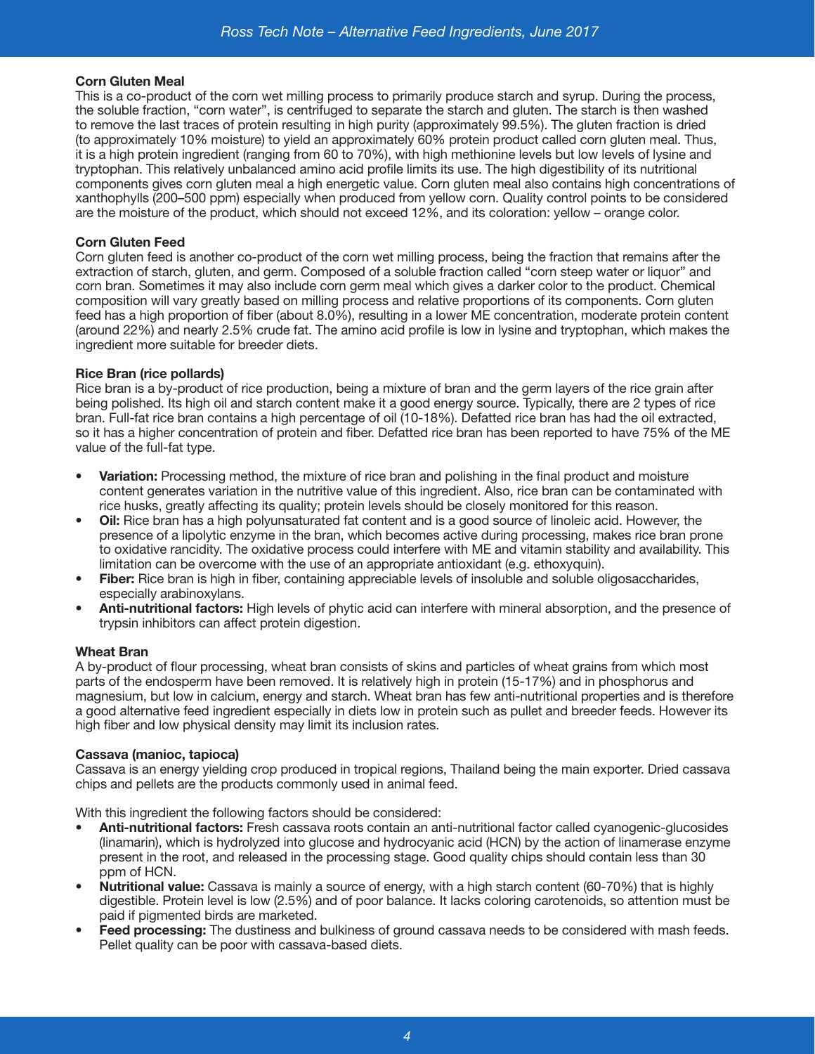### Corn Gluten Meal

This is a co-product of the corn wet milling process to primarily produce starch and syrup. During the process, the soluble fraction, "corn water", is centrifuged to separate the starch and gluten. The starch is then washed to remove the last traces of protein resulting in high purity (approximately 99.5%). The gluten fraction is dried (to approximately 10% moisture) to yield an approximately 60% protein product called corn gluten meal. Thus, it is a high protein ingredient (ranging from 60 to 70%), with high methionine levels but low levels of lysine and tryptophan. This relatively unbalanced amino acid profile limits its use. The high digestibility of its nutritional components gives corn gluten meal a high energetic value. Corn gluten meal also contains high concentrations of xanthophylls (200–500 ppm) especially when produced from yellow corn. Quality control points to be considered are the moisture of the product, which should not exceed 12%, and its coloration: yellow – orange color.

### Corn Gluten Feed

Corn gluten feed is another co-product of the corn wet milling process, being the fraction that remains after the extraction of starch, gluten, and germ. Composed of a soluble fraction called "corn steep water or liquor" and corn bran. Sometimes it may also include corn germ meal which gives a darker color to the product. Chemical composition will vary greatly based on milling process and relative proportions of its components. Corn gluten feed has a high proportion of fiber (about 8.0%), resulting in a lower ME concentration, moderate protein content (around 22%) and nearly 2.5% crude fat. The amino acid profile is low in lysine and tryptophan, which makes the ingredient more suitable for breeder diets.

### Rice Bran (rice pollards)

Rice bran is a by-product of rice production, being a mixture of bran and the germ layers of the rice grain after being polished. Its high oil and starch content make it a good energy source. Typically, there are 2 types of rice bran. Full-fat rice bran contains a high percentage of oil (10-18%). Defatted rice bran has had the oil extracted, so it has a higher concentration of protein and fiber. Defatted rice bran has been reported to have 75% of the ME value of the full-fat type.

- **Variation:** Processing method, the mixture of rice bran and polishing in the final product and moisture content generates variation in the nutritive value of this ingredient. Also, rice bran can be contaminated with rice husks, greatly affecting its quality; protein levels should be closely monitored for this reason.
- **Oil:** Rice bran has a high polyunsaturated fat content and is a good source of linoleic acid. However, the presence of a lipolytic enzyme in the bran, which becomes active during processing, makes rice bran prone to oxidative rancidity. The oxidative process could interfere with ME and vitamin stability and availability. This limitation can be overcome with the use of an appropriate antioxidant (e.g. ethoxyquin).
- **Fiber:** Rice bran is high in fiber, containing appreciable levels of insoluble and soluble oligosaccharides, especially arabinoxylans.
- **Anti-nutritional factors:** High levels of phytic acid can interfere with mineral absorption, and the presence of trypsin inhibitors can affect protein digestion.

### Wheat Bran

A by-product of flour processing, wheat bran consists of skins and particles of wheat grains from which most parts of the endosperm have been removed. It is relatively high in protein (15-17%) and in phosphorus and magnesium, but low in calcium, energy and starch. Wheat bran has few anti-nutritional properties and is therefore a good alternative feed ingredient especially in diets low in protein such as pullet and breeder feeds. However its high fiber and low physical density may limit its inclusion rates.

### Cassava (manioc, tapioca)

Cassava is an energy yielding crop produced in tropical regions, Thailand being the main exporter. Dried cassava chips and pellets are the products commonly used in animal feed.

With this ingredient the following factors should be considered:

- **Anti-nutritional factors:** Fresh cassava roots contain an anti-nutritional factor called cyanogenic-glucosides (linamarin), which is hydrolyzed into glucose and hydrocyanic acid (HCN) by the action of linamerase enzyme present in the root, and released in the processing stage. Good quality chips should contain less than 30 ppm of HCN.
- **Nutritional value:** Cassava is mainly a source of energy, with a high starch content (60-70%) that is highly digestible. Protein level is low (2.5%) and of poor balance. It lacks coloring carotenoids, so attention must be paid if pigmented birds are marketed.
- **Feed processing:** The dustiness and bulkiness of ground cassava needs to be considered with mash feeds. Pellet quality can be poor with cassava-based diets.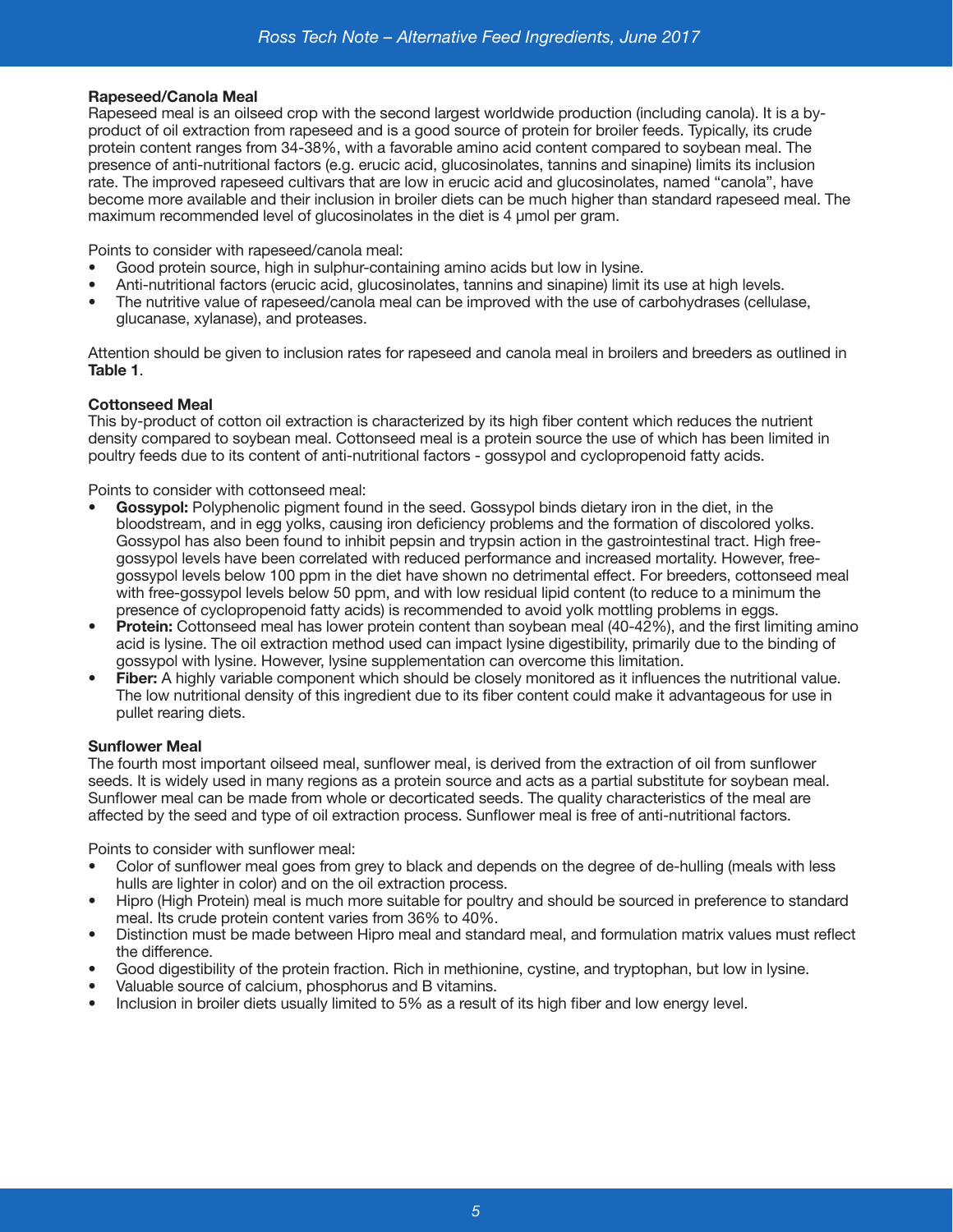### Rapeseed/Canola Meal

Rapeseed meal is an oilseed crop with the second largest worldwide production (including canola). It is a by-product of oil extraction from rapeseed and is a good source of protein for broiler feeds. Typically, its crude protein content ranges from 34-38%, with a favorable amino acid content compared to soybean meal. The presence of anti-nutritional factors (e.g. erucic acid, glucosinolates, tannins and sinapine) limits its inclusion rate. The improved rapeseed cultivars that are low in erucic acid and glucosinolates, named "canola", have become more available and their inclusion in broiler diets can be much higher than standard rapeseed meal. The maximum recommended level of glucosinolates in the diet is 4 µmol per gram.

Points to consider with rapeseed/canola meal:

- Good protein source, high in sulphur-containing amino acids but low in lysine.
- Anti-nutritional factors (erucic acid, glucosinolates, tannins and sinapine) limit its use at high levels.
- The nutritive value of rapeseed/canola meal can be improved with the use of carbohydrases (cellulase, glucanase, xylanase), and proteases.

Attention should be given to inclusion rates for rapeseed and canola meal in broilers and breeders as outlined in **Table 1**.

### Cottonseed Meal

This by-product of cotton oil extraction is characterized by its high fiber content which reduces the nutrient density compared to soybean meal. Cottonseed meal is a protein source the use of which has been limited in poultry feeds due to its content of anti-nutritional factors - gossypol and cyclopropenoid fatty acids.

Points to consider with cottonseed meal:

- **Gossypol:** Polyphenolic pigment found in the seed. Gossypol binds dietary iron in the diet, in the bloodstream, and in egg yolks, causing iron deficiency problems and the formation of discolored yolks. Gossypol has also been found to inhibit pepsin and trypsin action in the gastrointestinal tract. High free-gossypol levels have been correlated with reduced performance and increased mortality. However, free-gossypol levels below 100 ppm in the diet have shown no detrimental effect. For breeders, cottonseed meal with free-gossypol levels below 50 ppm, and with low residual lipid content (to reduce to a minimum the presence of cyclopropenoid fatty acids) is recommended to avoid yolk mottling problems in eggs.
- **Protein:** Cottonseed meal has lower protein content than soybean meal (40-42%), and the first limiting amino acid is lysine. The oil extraction method used can impact lysine digestibility, primarily due to the binding of gossypol with lysine. However, lysine supplementation can overcome this limitation.
- **Fiber:** A highly variable component which should be closely monitored as it influences the nutritional value. The low nutritional density of this ingredient due to its fiber content could make it advantageous for use in pullet rearing diets.

### Sunflower Meal

The fourth most important oilseed meal, sunflower meal, is derived from the extraction of oil from sunflower seeds. It is widely used in many regions as a protein source and acts as a partial substitute for soybean meal. Sunflower meal can be made from whole or decorticated seeds. The quality characteristics of the meal are affected by the seed and type of oil extraction process. Sunflower meal is free of anti-nutritional factors.

Points to consider with sunflower meal:

- Color of sunflower meal goes from grey to black and depends on the degree of de-hulling (meals with less hulls are lighter in color) and on the oil extraction process.
- Hipro (High Protein) meal is much more suitable for poultry and should be sourced in preference to standard meal. Its crude protein content varies from 36% to 40%.
- Distinction must be made between Hipro meal and standard meal, and formulation matrix values must reflect the difference.
- Good digestibility of the protein fraction. Rich in methionine, cystine, and tryptophan, but low in lysine.
- Valuable source of calcium, phosphorus and B vitamins.
- Inclusion in broiler diets usually limited to 5% as a result of its high fiber and low energy level.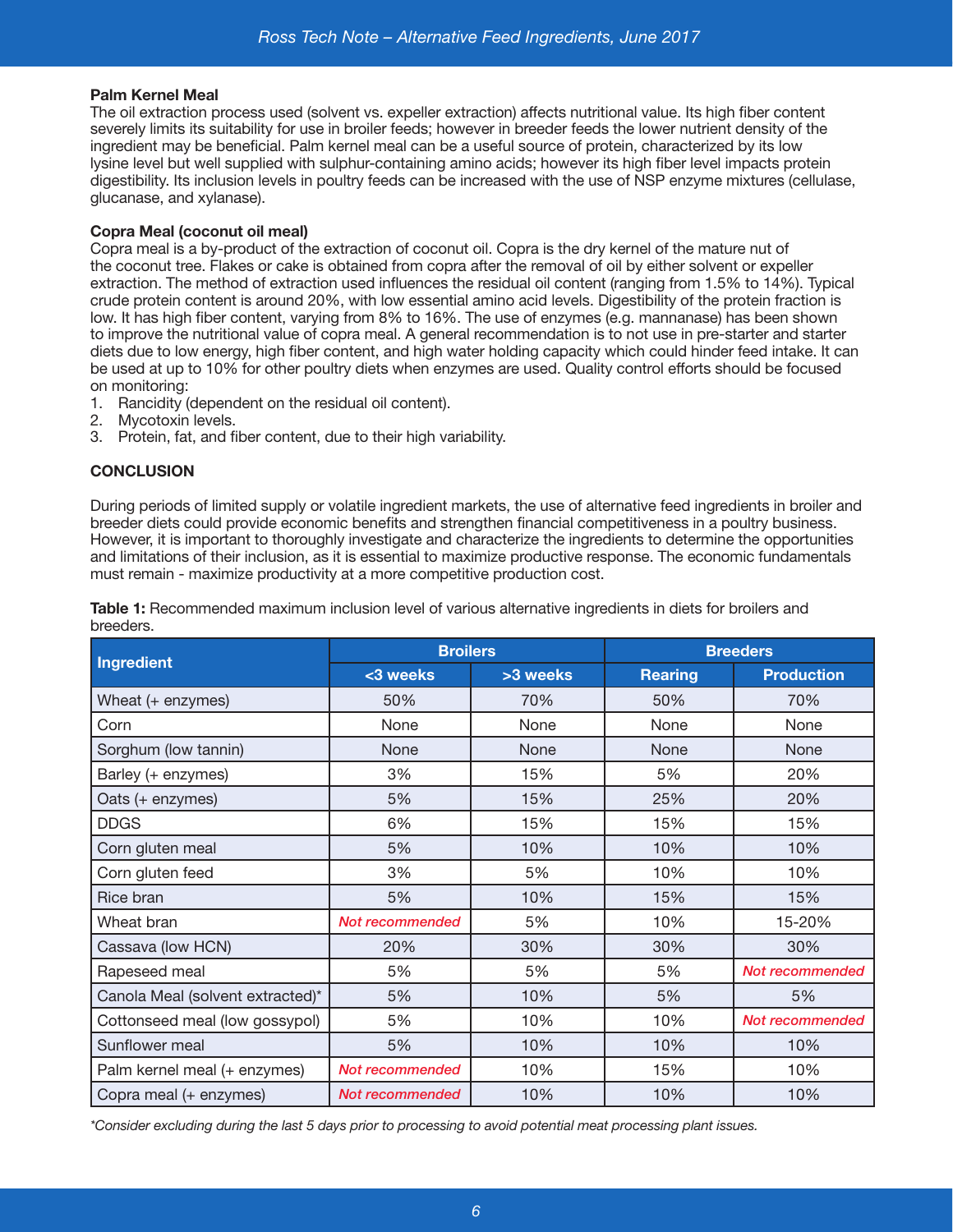**Palm Kernel Meal**

The oil extraction process used (solvent vs. expeller extraction) affects nutritional value. Its high fiber content severely limits its suitability for use in broiler feeds; however in breeder feeds the lower nutrient density of the ingredient may be beneficial. Palm kernel meal can be a useful source of protein, characterized by its low lysine level but well supplied with sulphur-containing amino acids; however its high fiber level impacts protein digestibility. Its inclusion levels in poultry feeds can be increased with the use of NSP enzyme mixtures (cellulase, glucanase, and xylanase).

**Copra Meal (coconut oil meal)**

Copra meal is a by-product of the extraction of coconut oil. Copra is the dry kernel of the mature nut of the coconut tree. Flakes or cake is obtained from copra after the removal of oil by either solvent or expeller extraction. The method of extraction used influences the residual oil content (ranging from 1.5% to 14%). Typical crude protein content is around 20%, with low essential amino acid levels. Digestibility of the protein fraction is low. It has high fiber content, varying from 8% to 16%. The use of enzymes (e.g. mannanase) has been shown to improve the nutritional value of copra meal. A general recommendation is to not use in pre-starter and starter diets due to low energy, high fiber content, and high water holding capacity which could hinder feed intake. It can be used at up to 10% for other poultry diets when enzymes are used. Quality control efforts should be focused on monitoring:

1. Rancidity (dependent on the residual oil content).
2. Mycotoxin levels.
3. Protein, fat, and fiber content, due to their high variability.

**CONCLUSION**

During periods of limited supply or volatile ingredient markets, the use of alternative feed ingredients in broiler and breeder diets could provide economic benefits and strengthen financial competitiveness in a poultry business. However, it is important to thoroughly investigate and characterize the ingredients to determine the opportunities and limitations of their inclusion, as it is essential to maximize productive response. The economic fundamentals must remain - maximize productivity at a more competitive production cost.

**Table 1:** Recommended maximum inclusion level of various alternative ingredients in diets for broilers and breeders.

| Ingredient | Broilers | | Breeders | |
|---|---|---|---|---|
| | <3 weeks | >3 weeks | Rearing | Production |
| Wheat (+ enzymes) | 50% | 70% | 50% | 70% |
| Corn | None | None | None | None |
| Sorghum (low tannin) | None | None | None | None |
| Barley (+ enzymes) | 3% | 15% | 5% | 20% |
| Oats (+ enzymes) | 5% | 15% | 25% | 20% |
| DDGS | 6% | 15% | 15% | 15% |
| Corn gluten meal | 5% | 10% | 10% | 10% |
| Corn gluten feed | 3% | 5% | 10% | 10% |
| Rice bran | 5% | 10% | 15% | 15% |
| Wheat bran | *Not recommended* | 5% | 10% | 15-20% |
| Cassava (low HCN) | 20% | 30% | 30% | 30% |
| Rapeseed meal | 5% | 5% | 5% | *Not recommended* |
| Canola Meal (solvent extracted)* | 5% | 10% | 5% | 5% |
| Cottonseed meal (low gossypol) | 5% | 10% | 10% | *Not recommended* |
| Sunflower meal | 5% | 10% | 10% | 10% |
| Palm kernel meal (+ enzymes) | *Not recommended* | 10% | 15% | 10% |
| Copra meal (+ enzymes) | *Not recommended* | 10% | 10% | 10% |

*\*Consider excluding during the last 5 days prior to processing to avoid potential meat processing plant issues.*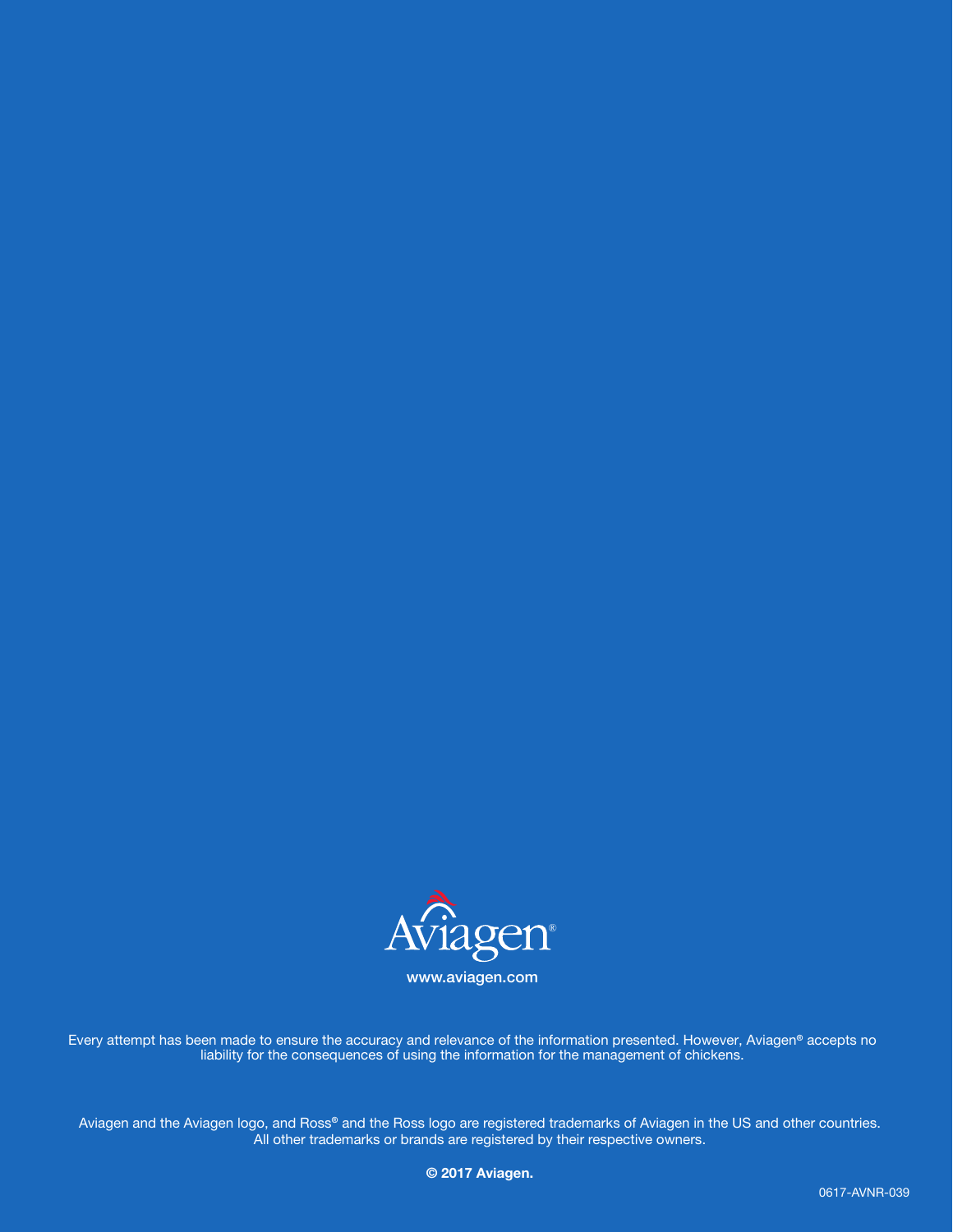Aviagen®

www.aviagen.com

Every attempt has been made to ensure the accuracy and relevance of the information presented. However, Aviagen® accepts no liability for the consequences of using the information for the management of chickens.

Aviagen and the Aviagen logo, and Ross® and the Ross logo are registered trademarks of Aviagen in the US and other countries. All other trademarks or brands are registered by their respective owners.

**© 2017 Aviagen.**

0617-AVNR-039